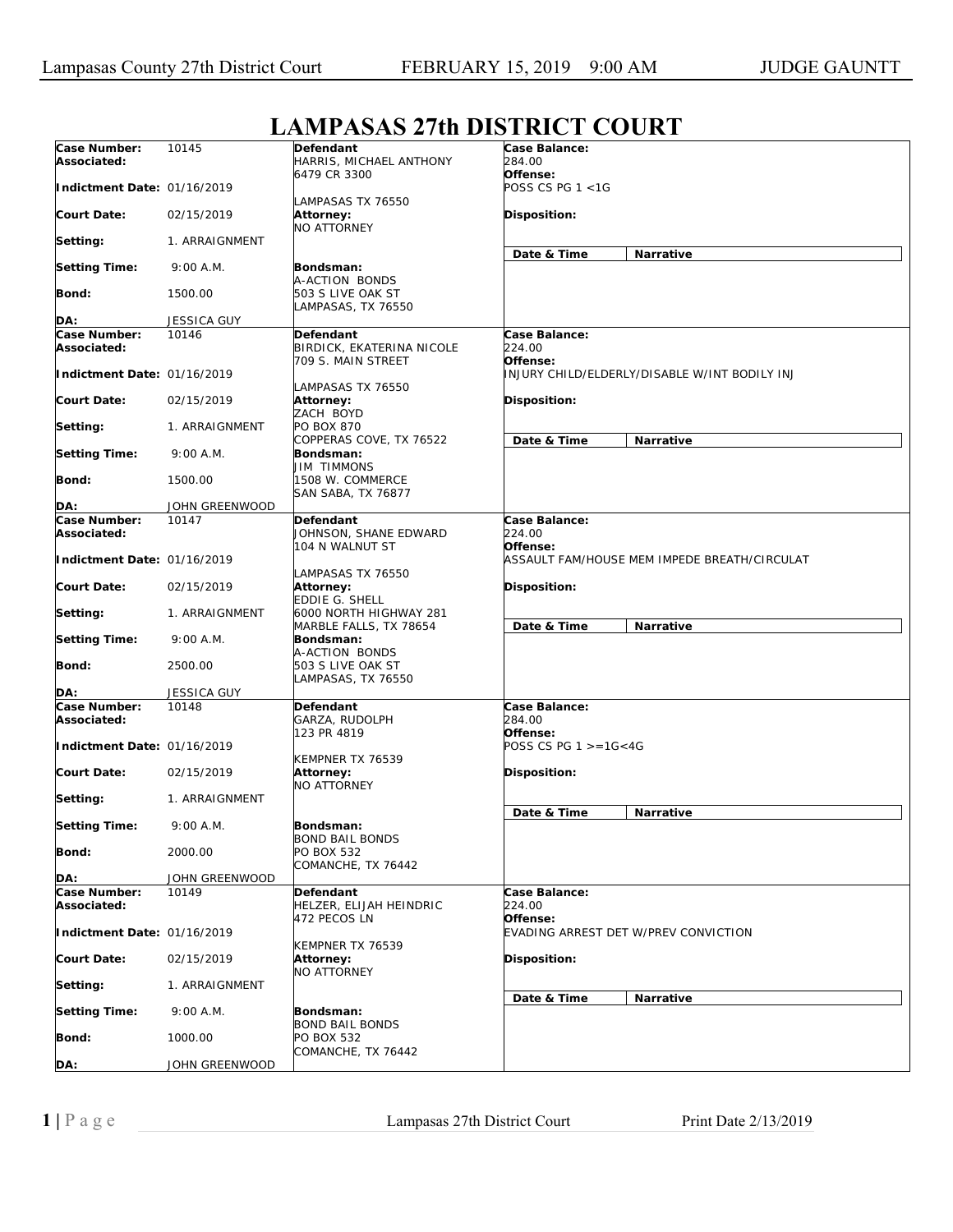# LAMPASAS 27th DISTRICT COURT

| Case Number: | 10145 | Defendant | Case Balance: |
|---|---|---|---|
| Associated: | | HARRIS, MICHAEL ANTHONY<br>6479 CR 3300<br>LAMPASAS TX 76550 | 284.00 |
| Indictment Date: | 01/16/2019 | | Offense:<br>POSS CS PG 1 <1G |
| Court Date: | 02/15/2019 | Attorney:<br>NO ATTORNEY | Disposition: |
| Setting: | 1. ARRAIGNMENT | | Date & Time / Narrative |
| Setting Time: | 9:00 A.M. | Bondsman:<br>A-ACTION BONDS<br>503 S LIVE OAK ST<br>LAMPASAS, TX 76550 | |
| Bond: | 1500.00 | | |
| DA: | JESSICA GUY | | |

| Case Number: | 10146 | Defendant | Case Balance: |
|---|---|---|---|
| Associated: | | BIRDICK, EKATERINA NICOLE<br>709 S. MAIN STREET<br>LAMPASAS TX 76550 | 224.00 |
| Indictment Date: | 01/16/2019 | | Offense:<br>INJURY CHILD/ELDERLY/DISABLE W/INT BODILY INJ |
| Court Date: | 02/15/2019 | Attorney:<br>ZACH BOYD<br>PO BOX 870<br>COPPERAS COVE, TX 76522 | Disposition: |
| Setting: | 1. ARRAIGNMENT | | Date & Time / Narrative |
| Setting Time: | 9:00 A.M. | Bondsman:<br>JIM TIMMONS<br>1508 W. COMMERCE<br>SAN SABA, TX 76877 | |
| Bond: | 1500.00 | | |
| DA: | JOHN GREENWOOD | | |

| Case Number: | 10147 | Defendant | Case Balance: |
|---|---|---|---|
| Associated: | | JOHNSON, SHANE EDWARD<br>104 N WALNUT ST<br>LAMPASAS TX 76550 | 224.00 |
| Indictment Date: | 01/16/2019 | | Offense:<br>ASSAULT FAM/HOUSE MEM IMPEDE BREATH/CIRCULAT |
| Court Date: | 02/15/2019 | Attorney:<br>EDDIE G. SHELL<br>6000 NORTH HIGHWAY 281<br>MARBLE FALLS, TX 78654 | Disposition: |
| Setting: | 1. ARRAIGNMENT | | Date & Time / Narrative |
| Setting Time: | 9:00 A.M. | Bondsman:<br>A-ACTION BONDS<br>503 S LIVE OAK ST<br>LAMPASAS, TX 76550 | |
| Bond: | 2500.00 | | |
| DA: | JESSICA GUY | | |

| Case Number: | 10148 | Defendant | Case Balance: |
|---|---|---|---|
| Associated: | | GARZA, RUDOLPH<br>123 PR 4819<br>KEMPNER TX 76539 | 284.00 |
| Indictment Date: | 01/16/2019 | | Offense:<br>POSS CS PG 1 >=1G<4G |
| Court Date: | 02/15/2019 | Attorney:<br>NO ATTORNEY | Disposition: |
| Setting: | 1. ARRAIGNMENT | | Date & Time / Narrative |
| Setting Time: | 9:00 A.M. | Bondsman:<br>BOND BAIL BONDS<br>PO BOX 532<br>COMANCHE, TX 76442 | |
| Bond: | 2000.00 | | |
| DA: | JOHN GREENWOOD | | |

| Case Number: | 10149 | Defendant | Case Balance: |
|---|---|---|---|
| Associated: | | HELZER, ELIJAH HEINDRIC<br>472 PECOS LN<br>KEMPNER TX 76539 | 224.00 |
| Indictment Date: | 01/16/2019 | | Offense:<br>EVADING ARREST DET W/PREV CONVICTION |
| Court Date: | 02/15/2019 | Attorney:<br>NO ATTORNEY | Disposition: |
| Setting: | 1. ARRAIGNMENT | | Date & Time / Narrative |
| Setting Time: | 9:00 A.M. | Bondsman:<br>BOND BAIL BONDS<br>PO BOX 532<br>COMANCHE, TX 76442 | |
| Bond: | 1000.00 | | |
| DA: | JOHN GREENWOOD | | |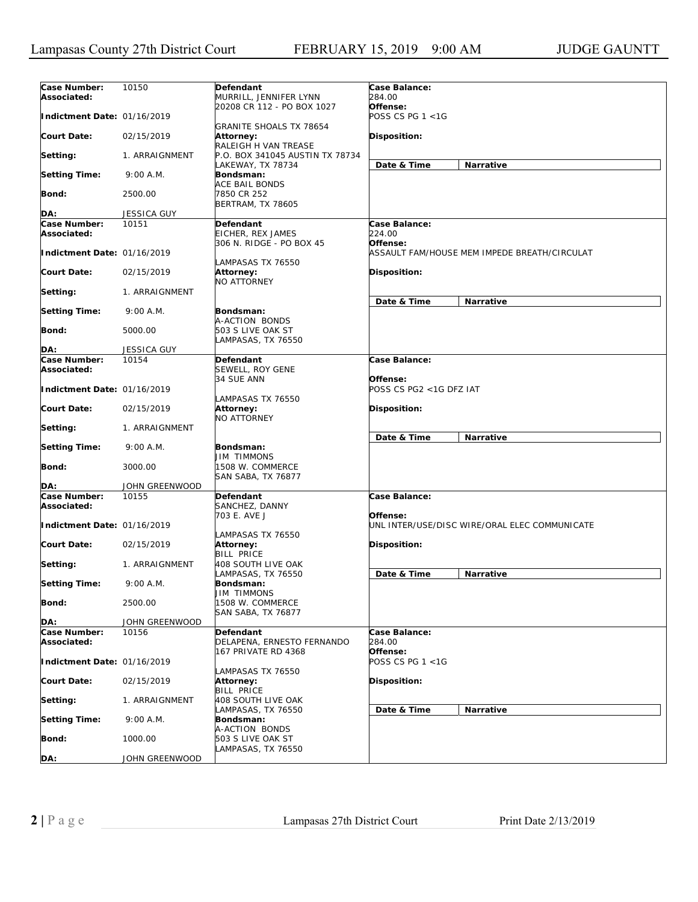| Case Number: | 10150 | Defendant | Case Balance: |
|---|---|---|---|
| Associated: | | MURRILL, JENNIFER LYNN<br>20208 CR 112 - PO BOX 1027<br>GRANITE SHOALS TX 78654 | 284.00 |
| Indictment Date: | 01/16/2019 | | Offense:<br>POSS CS PG 1 <1G |
| Court Date: | 02/15/2019 | Attorney:<br>RALEIGH H VAN TREASE<br>P.O. BOX 341045 AUSTIN TX 78734<br>LAKEWAY, TX 78734 | Disposition: |
| Setting: | 1. ARRAIGNMENT | | Date & Time / Narrative |
| Setting Time: | 9:00 A.M. | Bondsman:<br>ACE BAIL BONDS<br>7850 CR 252<br>BERTRAM, TX 78605 | |
| Bond: | 2500.00 | | |
| DA: | JESSICA GUY | | |
| **Case Number:** | **10151** | **Defendant** | **Case Balance:** |
| Associated: | | EICHER, REX JAMES<br>306 N. RIDGE - PO BOX 45<br>LAMPASAS TX 76550 | 224.00 |
| Indictment Date: | 01/16/2019 | | Offense:<br>ASSAULT FAM/HOUSE MEM IMPEDE BREATH/CIRCULAT |
| Court Date: | 02/15/2019 | Attorney:<br>NO ATTORNEY | Disposition: |
| Setting: | 1. ARRAIGNMENT | | Date & Time / Narrative |
| Setting Time: | 9:00 A.M. | Bondsman:<br>A-ACTION BONDS<br>503 S LIVE OAK ST<br>LAMPASAS, TX 76550 | |
| Bond: | 5000.00 | | |
| DA: | JESSICA GUY | | |
| **Case Number:** | **10154** | **Defendant** | **Case Balance:** |
| Associated: | | SEWELL, ROY GENE<br>34 SUE ANN<br>LAMPASAS TX 76550 | |
| Indictment Date: | 01/16/2019 | | Offense:<br>POSS CS PG2 <1G DFZ IAT |
| Court Date: | 02/15/2019 | Attorney:<br>NO ATTORNEY | Disposition: |
| Setting: | 1. ARRAIGNMENT | | Date & Time / Narrative |
| Setting Time: | 9:00 A.M. | Bondsman:<br>JIM TIMMONS<br>1508 W. COMMERCE<br>SAN SABA, TX 76877 | |
| Bond: | 3000.00 | | |
| DA: | JOHN GREENWOOD | | |
| **Case Number:** | **10155** | **Defendant** | **Case Balance:** |
| Associated: | | SANCHEZ, DANNY<br>703 E. AVE J<br>LAMPASAS TX 76550 | |
| Indictment Date: | 01/16/2019 | | Offense:<br>UNL INTER/USE/DISC WIRE/ORAL ELEC COMMUNICATE |
| Court Date: | 02/15/2019 | Attorney:<br>BILL PRICE<br>408 SOUTH LIVE OAK<br>LAMPASAS, TX 76550 | Disposition: |
| Setting: | 1. ARRAIGNMENT | | Date & Time / Narrative |
| Setting Time: | 9:00 A.M. | Bondsman:<br>JIM TIMMONS<br>1508 W. COMMERCE<br>SAN SABA, TX 76877 | |
| Bond: | 2500.00 | | |
| DA: | JOHN GREENWOOD | | |
| **Case Number:** | **10156** | **Defendant** | **Case Balance:** |
| Associated: | | DELAPENA, ERNESTO FERNANDO<br>167 PRIVATE RD 4368<br>LAMPASAS TX 76550 | 284.00 |
| Indictment Date: | 01/16/2019 | | Offense:<br>POSS CS PG 1 <1G |
| Court Date: | 02/15/2019 | Attorney:<br>BILL PRICE<br>408 SOUTH LIVE OAK<br>LAMPASAS, TX 76550 | Disposition: |
| Setting: | 1. ARRAIGNMENT | | Date & Time / Narrative |
| Setting Time: | 9:00 A.M. | Bondsman:<br>A-ACTION BONDS<br>503 S LIVE OAK ST<br>LAMPASAS, TX 76550 | |
| Bond: | 1000.00 | | |
| DA: | JOHN GREENWOOD | | |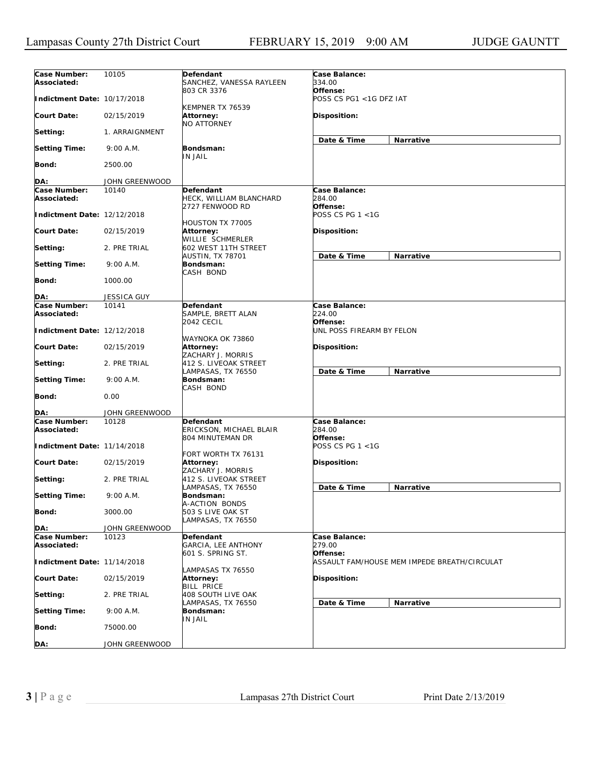Lampasas County 27th District Court FEBRUARY 15, 2019 9:00 AM JUDGE GAUNTT

| | | | |
|---|---|---|---|
| **Case Number:** 10105 | **Defendant** | **Case Balance:** 334.00 | |
| **Associated:** | SANCHEZ, VANESSA RAYLEEN | **Offense:** | |
| **Indictment Date:** 10/17/2018 | 803 CR 3376 | POSS CS PG1 <1G DFZ IAT | |
| **Court Date:** 02/15/2019 | KEMPNER TX 76539 | **Disposition:** | |
| **Setting:** 1. ARRAIGNMENT | **Attorney:** NO ATTORNEY | | |
| **Setting Time:** 9:00 A.M. | **Bondsman:** IN JAIL | **Date & Time** | **Narrative** |
| **Bond:** 2500.00 | | | |
| **DA:** JOHN GREENWOOD | | | |
| **Case Number:** 10140 | **Defendant** | **Case Balance:** 284.00 | |
| **Associated:** | HECK, WILLIAM BLANCHARD | **Offense:** | |
| **Indictment Date:** 12/12/2018 | 2727 FENWOOD RD | POSS CS PG 1 <1G | |
| **Court Date:** 02/15/2019 | HOUSTON TX 77005 | **Disposition:** | |
| **Setting:** 2. PRE TRIAL | **Attorney:** WILLIE SCHMERLER 602 WEST 11TH STREET AUSTIN, TX 78701 | | |
| **Setting Time:** 9:00 A.M. | **Bondsman:** CASH BOND | **Date & Time** | **Narrative** |
| **Bond:** 1000.00 | | | |
| **DA:** JESSICA GUY | | | |
| **Case Number:** 10141 | **Defendant** | **Case Balance:** 224.00 | |
| **Associated:** | SAMPLE, BRETT ALAN | **Offense:** | |
| **Indictment Date:** 12/12/2018 | 2042 CECIL | UNL POSS FIREARM BY FELON | |
| **Court Date:** 02/15/2019 | WAYNOKA OK 73860 | **Disposition:** | |
| **Setting:** 2. PRE TRIAL | **Attorney:** ZACHARY J. MORRIS 412 S. LIVEOAK STREET LAMPASAS, TX 76550 | | |
| **Setting Time:** 9:00 A.M. | **Bondsman:** CASH BOND | **Date & Time** | **Narrative** |
| **Bond:** 0.00 | | | |
| **DA:** JOHN GREENWOOD | | | |
| **Case Number:** 10128 | **Defendant** | **Case Balance:** 284.00 | |
| **Associated:** | ERICKSON, MICHAEL BLAIR | **Offense:** | |
| **Indictment Date:** 11/14/2018 | 804 MINUTEMAN DR | POSS CS PG 1 <1G | |
| **Court Date:** 02/15/2019 | FORT WORTH TX 76131 | **Disposition:** | |
| **Setting:** 2. PRE TRIAL | **Attorney:** ZACHARY J. MORRIS 412 S. LIVEOAK STREET LAMPASAS, TX 76550 | | |
| **Setting Time:** 9:00 A.M. | **Bondsman:** A-ACTION BONDS 503 S LIVE OAK ST LAMPASAS, TX 76550 | **Date & Time** | **Narrative** |
| **Bond:** 3000.00 | | | |
| **DA:** JOHN GREENWOOD | | | |
| **Case Number:** 10123 | **Defendant** | **Case Balance:** 279.00 | |
| **Associated:** | GARCIA, LEE ANTHONY | **Offense:** | |
| **Indictment Date:** 11/14/2018 | 601 S. SPRING ST. | ASSAULT FAM/HOUSE MEM IMPEDE BREATH/CIRCULAT | |
| **Court Date:** 02/15/2019 | LAMPASAS TX 76550 | **Disposition:** | |
| **Setting:** 2. PRE TRIAL | **Attorney:** BILL PRICE 408 SOUTH LIVE OAK LAMPASAS, TX 76550 | | |
| **Setting Time:** 9:00 A.M. | **Bondsman:** IN JAIL | **Date & Time** | **Narrative** |
| **Bond:** 75000.00 | | | |
| **DA:** JOHN GREENWOOD | | | |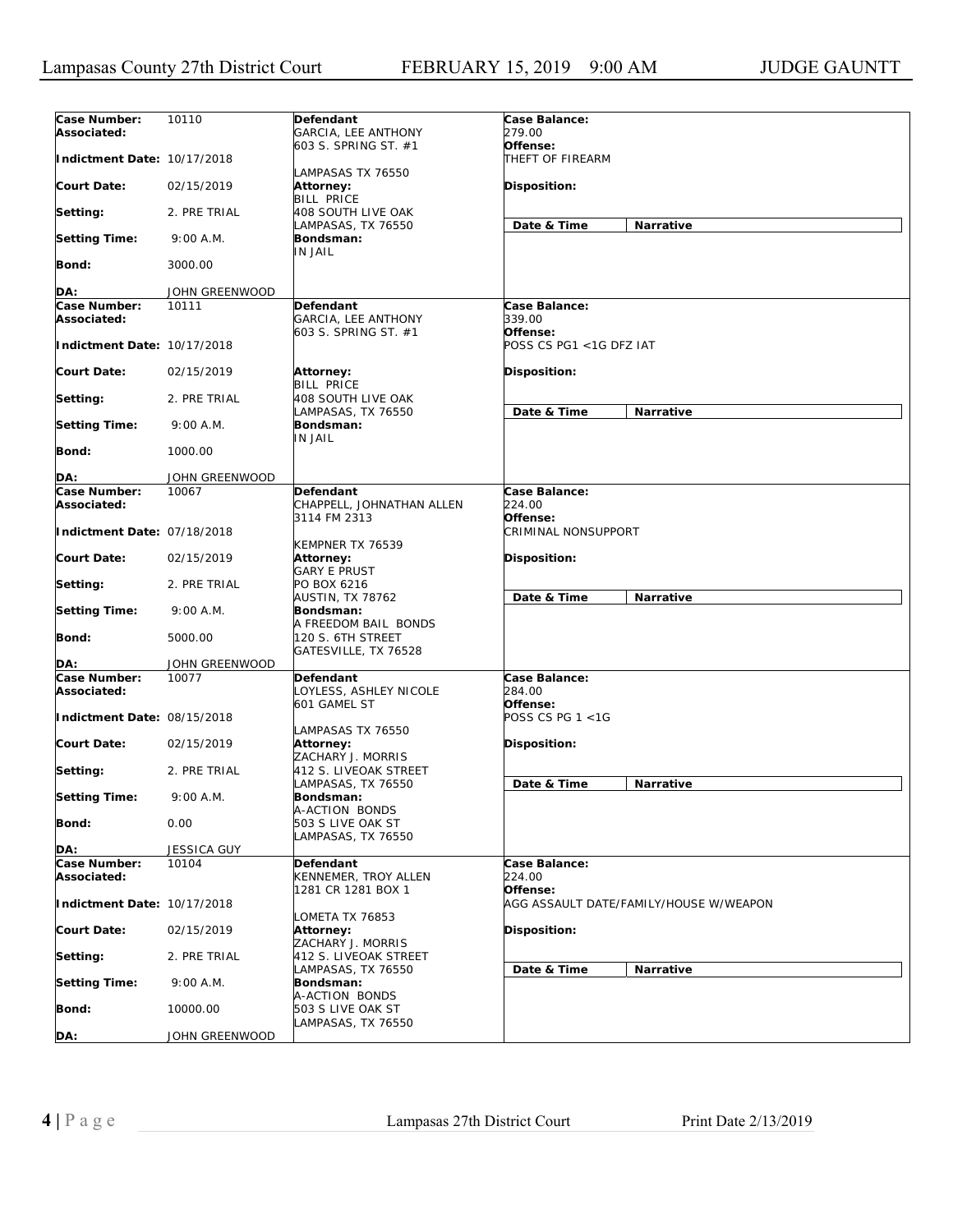| Case Number: | 10110 | Defendant | Case Balance: |
|---|---|---|---|
| Associated: | | GARCIA, LEE ANTHONY<br>603 S. SPRING ST. #1<br>LAMPASAS TX 76550 | 279.00 |
| Indictment Date: | 10/17/2018 | | Offense: THEFT OF FIREARM |
| Court Date: | 02/15/2019 | Attorney:<br>BILL PRICE<br>408 SOUTH LIVE OAK<br>LAMPASAS, TX 76550 | Disposition: |
| Setting: | 2. PRE TRIAL | | Date & Time / Narrative |
| Setting Time: | 9:00 A.M. | Bondsman:<br>IN JAIL | |
| Bond: | 3000.00 | | |
| DA: | JOHN GREENWOOD | | |

| Case Number: | 10111 | Defendant | Case Balance: |
|---|---|---|---|
| Associated: | | GARCIA, LEE ANTHONY<br>603 S. SPRING ST. #1 | 339.00 |
| Indictment Date: | 10/17/2018 | | Offense: POSS CS PG1 <1G DFZ IAT |
| Court Date: | 02/15/2019 | Attorney:<br>BILL PRICE<br>408 SOUTH LIVE OAK<br>LAMPASAS, TX 76550 | Disposition: |
| Setting: | 2. PRE TRIAL | | Date & Time / Narrative |
| Setting Time: | 9:00 A.M. | Bondsman:<br>IN JAIL | |
| Bond: | 1000.00 | | |
| DA: | JOHN GREENWOOD | | |

| Case Number: | 10067 | Defendant | Case Balance: |
|---|---|---|---|
| Associated: | | CHAPPELL, JOHNATHAN ALLEN<br>3114 FM 2313<br>KEMPNER TX 76539 | 224.00 |
| Indictment Date: | 07/18/2018 | | Offense: CRIMINAL NONSUPPORT |
| Court Date: | 02/15/2019 | Attorney:<br>GARY E PRUST<br>PO BOX 6216<br>AUSTIN, TX 78762 | Disposition: |
| Setting: | 2. PRE TRIAL | | Date & Time / Narrative |
| Setting Time: | 9:00 A.M. | Bondsman:<br>A FREEDOM BAIL BONDS<br>120 S. 6TH STREET<br>GATESVILLE, TX 76528 | |
| Bond: | 5000.00 | | |
| DA: | JOHN GREENWOOD | | |

| Case Number: | 10077 | Defendant | Case Balance: |
|---|---|---|---|
| Associated: | | LOYLESS, ASHLEY NICOLE<br>601 GAMEL ST<br>LAMPASAS TX 76550 | 284.00 |
| Indictment Date: | 08/15/2018 | | Offense: POSS CS PG 1 <1G |
| Court Date: | 02/15/2019 | Attorney:<br>ZACHARY J. MORRIS<br>412 S. LIVEOAK STREET<br>LAMPASAS, TX 76550 | Disposition: |
| Setting: | 2. PRE TRIAL | | Date & Time / Narrative |
| Setting Time: | 9:00 A.M. | Bondsman:<br>A-ACTION BONDS<br>503 S LIVE OAK ST<br>LAMPASAS, TX 76550 | |
| Bond: | 0.00 | | |
| DA: | JESSICA GUY | | |

| Case Number: | 10104 | Defendant | Case Balance: |
|---|---|---|---|
| Associated: | | KENNEMER, TROY ALLEN<br>1281 CR 1281 BOX 1<br>LOMETA TX 76853 | 224.00 |
| Indictment Date: | 10/17/2018 | | Offense: AGG ASSAULT DATE/FAMILY/HOUSE W/WEAPON |
| Court Date: | 02/15/2019 | Attorney:<br>ZACHARY J. MORRIS<br>412 S. LIVEOAK STREET<br>LAMPASAS, TX 76550 | Disposition: |
| Setting: | 2. PRE TRIAL | | Date & Time / Narrative |
| Setting Time: | 9:00 A.M. | Bondsman:<br>A-ACTION BONDS<br>503 S LIVE OAK ST<br>LAMPASAS, TX 76550 | |
| Bond: | 10000.00 | | |
| DA: | JOHN GREENWOOD | | |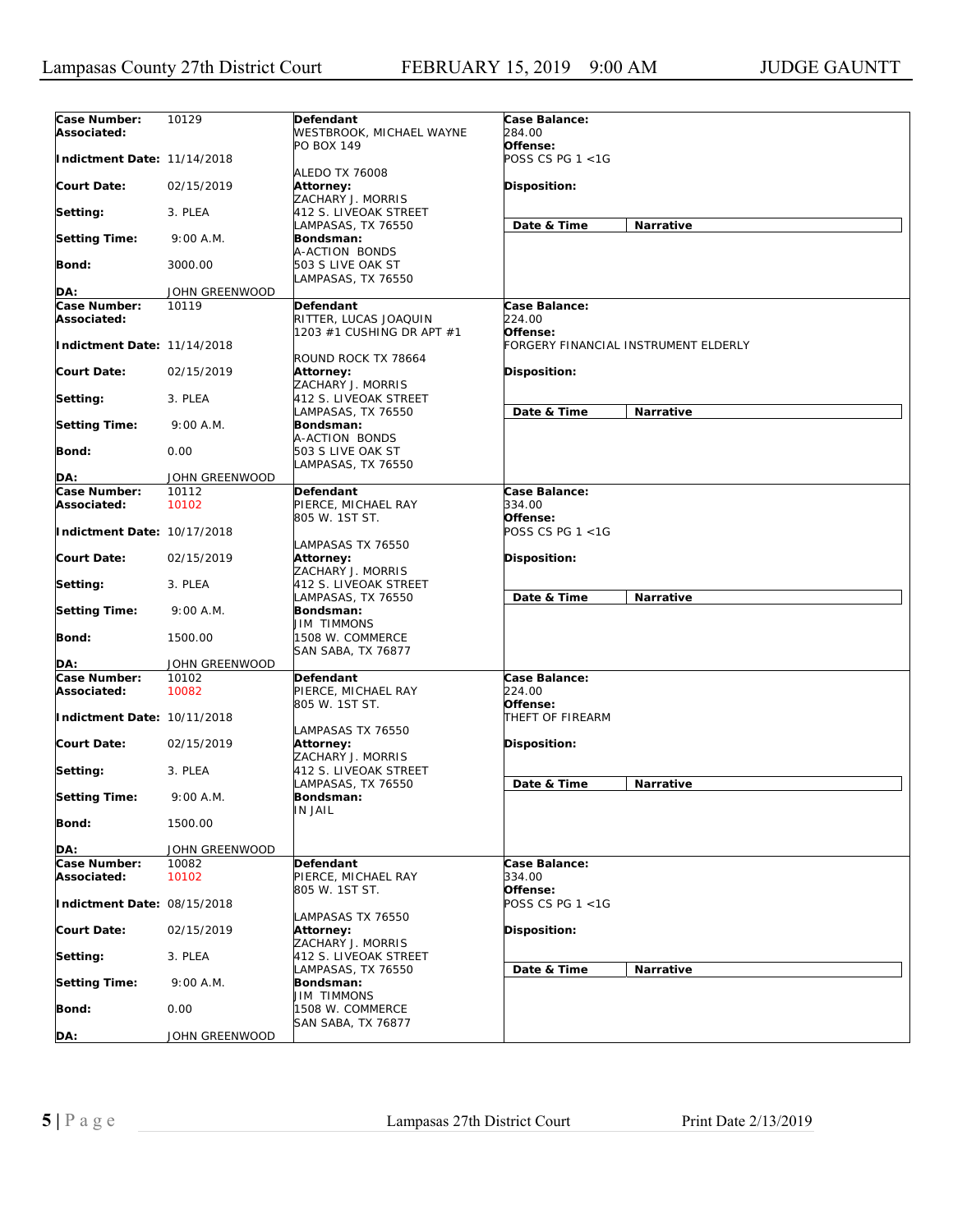| Case Number: | 10129 | Defendant | Case Balance: |
|---|---|---|---|
| Associated: | | WESTBROOK, MICHAEL WAYNE<br>PO BOX 149 | 284.00 |
| Indictment Date: | 11/14/2018 | ALEDO TX 76008 | Offense:<br>POSS CS PG 1 <1G |
| Court Date: | 02/15/2019 | Attorney:<br>ZACHARY J. MORRIS | Disposition: |
| Setting: | 3. PLEA | 412 S. LIVEOAK STREET<br>LAMPASAS, TX 76550 | Date & Time / Narrative |
| Setting Time: | 9:00 A.M. | Bondsman:<br>A-ACTION BONDS | |
| Bond: | 3000.00 | 503 S LIVE OAK ST<br>LAMPASAS, TX 76550 | |
| DA: | JOHN GREENWOOD | | |

| Case Number: | 10119 | Defendant | Case Balance: |
|---|---|---|---|
| Associated: | | RITTER, LUCAS JOAQUIN<br>1203 #1 CUSHING DR APT #1 | 224.00 |
| Indictment Date: | 11/14/2018 | ROUND ROCK TX 78664 | Offense:<br>FORGERY FINANCIAL INSTRUMENT ELDERLY |
| Court Date: | 02/15/2019 | Attorney:<br>ZACHARY J. MORRIS | Disposition: |
| Setting: | 3. PLEA | 412 S. LIVEOAK STREET<br>LAMPASAS, TX 76550 | Date & Time / Narrative |
| Setting Time: | 9:00 A.M. | Bondsman:<br>A-ACTION BONDS | |
| Bond: | 0.00 | 503 S LIVE OAK ST<br>LAMPASAS, TX 76550 | |
| DA: | JOHN GREENWOOD | | |

| Case Number: | 10112 | Defendant | Case Balance: |
|---|---|---|---|
| Associated: | 10102 | PIERCE, MICHAEL RAY<br>805 W. 1ST ST. | 334.00 |
| Indictment Date: | 10/17/2018 | LAMPASAS TX 76550 | Offense:<br>POSS CS PG 1 <1G |
| Court Date: | 02/15/2019 | Attorney:<br>ZACHARY J. MORRIS | Disposition: |
| Setting: | 3. PLEA | 412 S. LIVEOAK STREET<br>LAMPASAS, TX 76550 | Date & Time / Narrative |
| Setting Time: | 9:00 A.M. | Bondsman:<br>JIM TIMMONS | |
| Bond: | 1500.00 | 1508 W. COMMERCE<br>SAN SABA, TX 76877 | |
| DA: | JOHN GREENWOOD | | |

| Case Number: | 10102 | Defendant | Case Balance: |
|---|---|---|---|
| Associated: | 10082 | PIERCE, MICHAEL RAY<br>805 W. 1ST ST. | 224.00 |
| Indictment Date: | 10/11/2018 | LAMPASAS TX 76550 | Offense:<br>THEFT OF FIREARM |
| Court Date: | 02/15/2019 | Attorney:<br>ZACHARY J. MORRIS | Disposition: |
| Setting: | 3. PLEA | 412 S. LIVEOAK STREET<br>LAMPASAS, TX 76550 | Date & Time / Narrative |
| Setting Time: | 9:00 A.M. | Bondsman:<br>IN JAIL | |
| Bond: | 1500.00 | | |
| DA: | JOHN GREENWOOD | | |

| Case Number: | 10082 | Defendant | Case Balance: |
|---|---|---|---|
| Associated: | 10102 | PIERCE, MICHAEL RAY<br>805 W. 1ST ST. | 334.00 |
| Indictment Date: | 08/15/2018 | LAMPASAS TX 76550 | Offense:<br>POSS CS PG 1 <1G |
| Court Date: | 02/15/2019 | Attorney:<br>ZACHARY J. MORRIS | Disposition: |
| Setting: | 3. PLEA | 412 S. LIVEOAK STREET<br>LAMPASAS, TX 76550 | Date & Time / Narrative |
| Setting Time: | 9:00 A.M. | Bondsman:<br>JIM TIMMONS | |
| Bond: | 0.00 | 1508 W. COMMERCE<br>SAN SABA, TX 76877 | |
| DA: | JOHN GREENWOOD | | |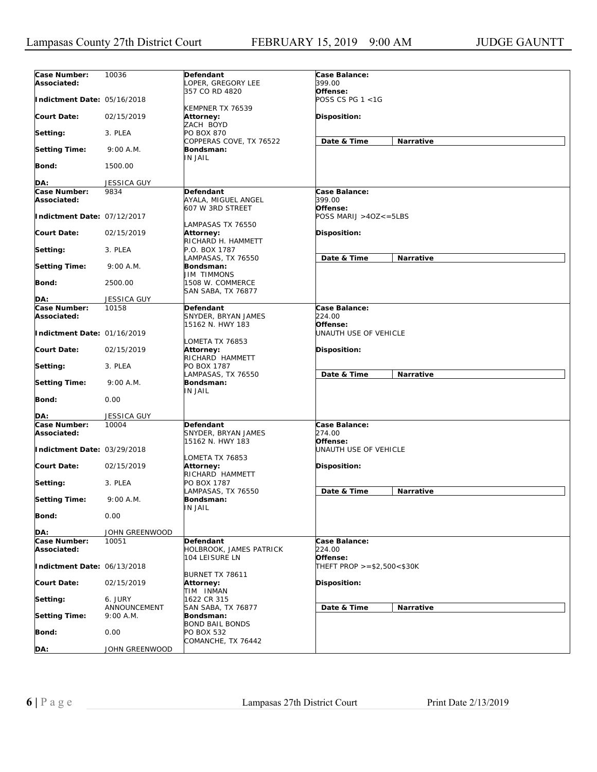| Case Number: | 10036 | Defendant | Case Balance: | |
|---|---|---|---|---|
| Associated: | | LOPER, GREGORY LEE<br>357 CO RD 4820<br>KEMPNER TX 76539 | 399.00 | |
| Indictment Date: | 05/16/2018 | | Offense:<br>POSS CS PG 1 <1G | |
| Court Date: | 02/15/2019 | Attorney:<br>ZACH BOYD<br>PO BOX 870<br>COPPERAS COVE, TX 76522 | Disposition: | |
| Setting: | 3. PLEA | | Date & Time | Narrative |
| Setting Time: | 9:00 A.M. | Bondsman:<br>IN JAIL | | |
| Bond: | 1500.00 | | | |
| DA: | JESSICA GUY | | | |

| Case Number: | 9834 | Defendant | Case Balance: | |
|---|---|---|---|---|
| Associated: | | AYALA, MIGUEL ANGEL<br>607 W 3RD STREET<br>LAMPASAS TX 76550 | 399.00 | |
| Indictment Date: | 07/12/2017 | | Offense:<br>POSS MARIJ >4OZ<=5LBS | |
| Court Date: | 02/15/2019 | Attorney:<br>RICHARD H. HAMMETT<br>P.O. BOX 1787<br>LAMPASAS, TX 76550 | Disposition: | |
| Setting: | 3. PLEA | | Date & Time | Narrative |
| Setting Time: | 9:00 A.M. | Bondsman:<br>JIM TIMMONS<br>1508 W. COMMERCE<br>SAN SABA, TX 76877 | | |
| Bond: | 2500.00 | | | |
| DA: | JESSICA GUY | | | |

| Case Number: | 10158 | Defendant | Case Balance: | |
|---|---|---|---|---|
| Associated: | | SNYDER, BRYAN JAMES<br>15162 N. HWY 183<br>LOMETA TX 76853 | 224.00 | |
| Indictment Date: | 01/16/2019 | | Offense:<br>UNAUTH USE OF VEHICLE | |
| Court Date: | 02/15/2019 | Attorney:<br>RICHARD HAMMETT<br>PO BOX 1787<br>LAMPASAS, TX 76550 | Disposition: | |
| Setting: | 3. PLEA | | Date & Time | Narrative |
| Setting Time: | 9:00 A.M. | Bondsman:<br>IN JAIL | | |
| Bond: | 0.00 | | | |
| DA: | JESSICA GUY | | | |

| Case Number: | 10004 | Defendant | Case Balance: | |
|---|---|---|---|---|
| Associated: | | SNYDER, BRYAN JAMES<br>15162 N. HWY 183<br>LOMETA TX 76853 | 274.00 | |
| Indictment Date: | 03/29/2018 | | Offense:<br>UNAUTH USE OF VEHICLE | |
| Court Date: | 02/15/2019 | Attorney:<br>RICHARD HAMMETT<br>PO BOX 1787<br>LAMPASAS, TX 76550 | Disposition: | |
| Setting: | 3. PLEA | | Date & Time | Narrative |
| Setting Time: | 9:00 A.M. | Bondsman:<br>IN JAIL | | |
| Bond: | 0.00 | | | |
| DA: | JOHN GREENWOOD | | | |

| Case Number: | 10051 | Defendant | Case Balance: | |
|---|---|---|---|---|
| Associated: | | HOLBROOK, JAMES PATRICK<br>104 LEISURE LN<br>BURNET TX 78611 | 224.00 | |
| Indictment Date: | 06/13/2018 | | Offense:<br>THEFT PROP >=$2,500<$30K | |
| Court Date: | 02/15/2019 | Attorney:<br>TIM INMAN<br>1622 CR 315<br>SAN SABA, TX 76877 | Disposition: | |
| Setting: | 6. JURY ANNOUNCEMENT | | Date & Time | Narrative |
| Setting Time: | 9:00 A.M. | Bondsman:<br>BOND BAIL BONDS<br>PO BOX 532<br>COMANCHE, TX 76442 | | |
| Bond: | 0.00 | | | |
| DA: | JOHN GREENWOOD | | | |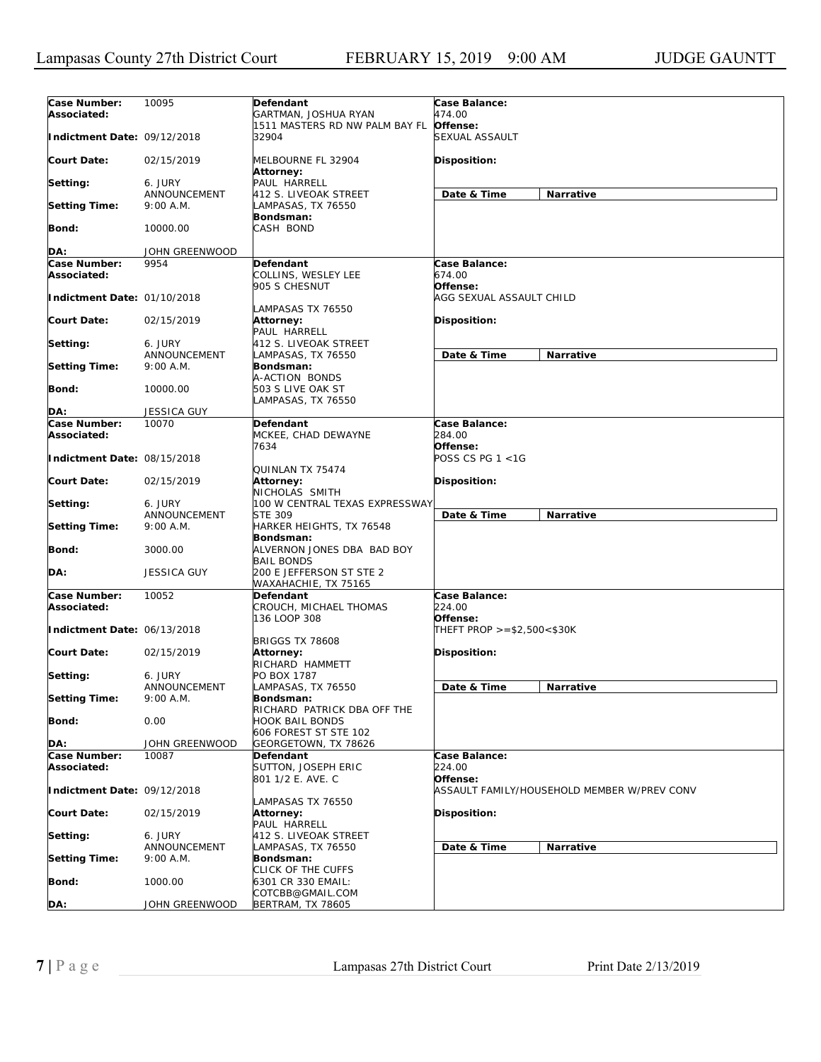Lampasas County 27th District Court FEBRUARY 15, 2019 9:00 AM JUDGE GAUNTT

| Case Number: 10095 | Defendant | Case Balance: |
|---|---|---|
| Associated: | GARTMAN, JOSHUA RYAN | 474.00 |
| Indictment Date: 09/12/2018 | 1511 MASTERS RD NW PALM BAY FL 32904 | Offense: SEXUAL ASSAULT |
| Court Date: 02/15/2019 | MELBOURNE FL 32904 | Disposition: |
| Setting: 6. JURY ANNOUNCEMENT | Attorney: PAUL HARRELL, 412 S. LIVEOAK STREET, LAMPASAS, TX 76550 | Date & Time / Narrative |
| Setting Time: 9:00 A.M. | Bondsman: CASH BOND | |
| Bond: 10000.00 | | |
| DA: JOHN GREENWOOD | | |

| Case Number: 9954 | Defendant | Case Balance: |
|---|---|---|
| Associated: | COLLINS, WESLEY LEE | 674.00 |
| Indictment Date: 01/10/2018 | 905 S CHESNUT, LAMPASAS TX 76550 | Offense: AGG SEXUAL ASSAULT CHILD |
| Court Date: 02/15/2019 | Attorney: PAUL HARRELL | Disposition: |
| Setting: 6. JURY ANNOUNCEMENT | 412 S. LIVEOAK STREET, LAMPASAS, TX 76550 | Date & Time / Narrative |
| Setting Time: 9:00 A.M. | Bondsman: A-ACTION BONDS | |
| Bond: 10000.00 | 503 S LIVE OAK ST, LAMPASAS, TX 76550 | |
| DA: JESSICA GUY | | |

| Case Number: 10070 | Defendant | Case Balance: |
|---|---|---|
| Associated: | MCKEE, CHAD DEWAYNE | 284.00 |
| Indictment Date: 08/15/2018 | 7634, QUINLAN TX 75474 | Offense: POSS CS PG 1 <1G |
| Court Date: 02/15/2019 | Attorney: NICHOLAS SMITH | Disposition: |
| Setting: 6. JURY ANNOUNCEMENT | 100 W CENTRAL TEXAS EXPRESSWAY STE 309 | Date & Time / Narrative |
| Setting Time: 9:00 A.M. | HARKER HEIGHTS, TX 76548 | |
| Bond: 3000.00 | Bondsman: ALVERNON JONES DBA BAD BOY BAIL BONDS | |
| DA: JESSICA GUY | 200 E JEFFERSON ST STE 2, WAXAHACHIE, TX 75165 | |

| Case Number: 10052 | Defendant | Case Balance: |
|---|---|---|
| Associated: | CROUCH, MICHAEL THOMAS | 224.00 |
| Indictment Date: 06/13/2018 | 136 LOOP 308, BRIGGS TX 78608 | Offense: THEFT PROP >=$2,500<$30K |
| Court Date: 02/15/2019 | Attorney: RICHARD HAMMETT | Disposition: |
| Setting: 6. JURY ANNOUNCEMENT | PO BOX 1787, LAMPASAS, TX 76550 | Date & Time / Narrative |
| Setting Time: 9:00 A.M. | Bondsman: RICHARD PATRICK DBA OFF THE HOOK BAIL BONDS | |
| Bond: 0.00 | 606 FOREST ST STE 102 | |
| DA: JOHN GREENWOOD | GEORGETOWN, TX 78626 | |

| Case Number: 10087 | Defendant | Case Balance: |
|---|---|---|
| Associated: | SUTTON, JOSEPH ERIC | 224.00 |
| Indictment Date: 09/12/2018 | 801 1/2 E. AVE. C, LAMPASAS TX 76550 | Offense: ASSAULT FAMILY/HOUSEHOLD MEMBER W/PREV CONV |
| Court Date: 02/15/2019 | Attorney: PAUL HARRELL | Disposition: |
| Setting: 6. JURY ANNOUNCEMENT | 412 S. LIVEOAK STREET, LAMPASAS, TX 76550 | Date & Time / Narrative |
| Setting Time: 9:00 A.M. | Bondsman: CLICK OF THE CUFFS | |
| Bond: 1000.00 | 6301 CR 330 EMAIL: COTCBB@GMAIL.COM | |
| DA: JOHN GREENWOOD | BERTRAM, TX 78605 | |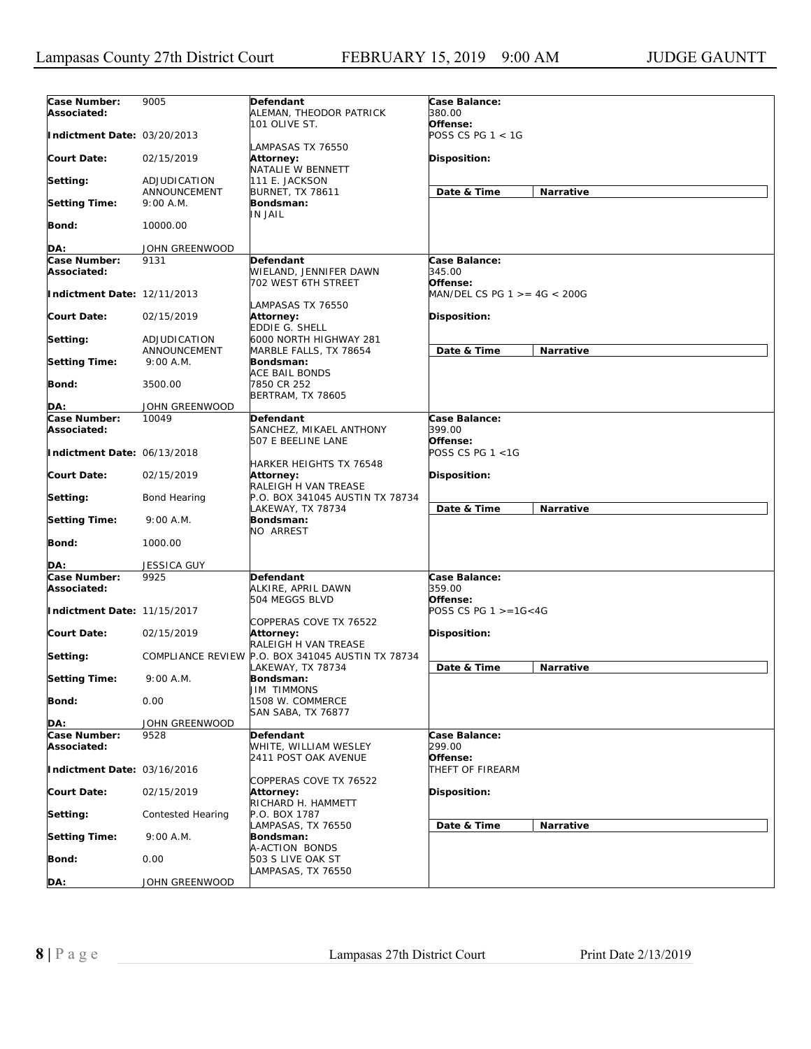| Case Number: | 9005 | Defendant | Case Balance: | |
|---|---|---|---|---|
| Associated: | | ALEMAN, THEODOR PATRICK<br>101 OLIVE ST.<br>LAMPASAS TX 76550 | 380.00 | |
| Indictment Date: | 03/20/2013 | | Offense:<br>POSS CS PG 1 < 1G | |
| Court Date: | 02/15/2019 | Attorney:<br>NATALIE W BENNETT<br>111 E. JACKSON<br>BURNET, TX 78611 | Disposition: | |
| Setting: | ADJUDICATION ANNOUNCEMENT | | Date & Time | Narrative |
| Setting Time: | 9:00 A.M. | Bondsman:<br>IN JAIL | | |
| Bond: | 10000.00 | | | |
| DA: | JOHN GREENWOOD | | | |

| Case Number: | 9131 | Defendant | Case Balance: | |
|---|---|---|---|---|
| Associated: | | WIELAND, JENNIFER DAWN<br>702 WEST 6TH STREET<br>LAMPASAS TX 76550 | 345.00 | |
| Indictment Date: | 12/11/2013 | | Offense:<br>MAN/DEL CS PG 1 >= 4G < 200G | |
| Court Date: | 02/15/2019 | Attorney:<br>EDDIE G. SHELL<br>6000 NORTH HIGHWAY 281<br>MARBLE FALLS, TX 78654 | Disposition: | |
| Setting: | ADJUDICATION ANNOUNCEMENT | | Date & Time | Narrative |
| Setting Time: | 9:00 A.M. | Bondsman:<br>ACE BAIL BONDS<br>7850 CR 252<br>BERTRAM, TX 78605 | | |
| Bond: | 3500.00 | | | |
| DA: | JOHN GREENWOOD | | | |

| Case Number: | 10049 | Defendant | Case Balance: | |
|---|---|---|---|---|
| Associated: | | SANCHEZ, MIKAEL ANTHONY<br>507 E BEELINE LANE<br>HARKER HEIGHTS TX 76548 | 399.00 | |
| Indictment Date: | 06/13/2018 | | Offense:<br>POSS CS PG 1 <1G | |
| Court Date: | 02/15/2019 | Attorney:<br>RALEIGH H VAN TREASE<br>P.O. BOX 341045 AUSTIN TX 78734<br>LAKEWAY, TX 78734 | Disposition: | |
| Setting: | Bond Hearing | | Date & Time | Narrative |
| Setting Time: | 9:00 A.M. | Bondsman:<br>NO ARREST | | |
| Bond: | 1000.00 | | | |
| DA: | JESSICA GUY | | | |

| Case Number: | 9925 | Defendant | Case Balance: | |
|---|---|---|---|---|
| Associated: | | ALKIRE, APRIL DAWN<br>504 MEGGS BLVD<br>COPPERAS COVE TX 76522 | 359.00 | |
| Indictment Date: | 11/15/2017 | | Offense:<br>POSS CS PG 1 >=1G<4G | |
| Court Date: | 02/15/2019 | Attorney:<br>RALEIGH H VAN TREASE<br>P.O. BOX 341045 AUSTIN TX 78734<br>LAKEWAY, TX 78734 | Disposition: | |
| Setting: | COMPLIANCE REVIEW | | Date & Time | Narrative |
| Setting Time: | 9:00 A.M. | Bondsman:<br>JIM TIMMONS<br>1508 W. COMMERCE<br>SAN SABA, TX 76877 | | |
| Bond: | 0.00 | | | |
| DA: | JOHN GREENWOOD | | | |

| Case Number: | 9528 | Defendant | Case Balance: | |
|---|---|---|---|---|
| Associated: | | WHITE, WILLIAM WESLEY<br>2411 POST OAK AVENUE<br>COPPERAS COVE TX 76522 | 299.00 | |
| Indictment Date: | 03/16/2016 | | Offense:<br>THEFT OF FIREARM | |
| Court Date: | 02/15/2019 | Attorney:<br>RICHARD H. HAMMETT<br>P.O. BOX 1787<br>LAMPASAS, TX 76550 | Disposition: | |
| Setting: | Contested Hearing | | Date & Time | Narrative |
| Setting Time: | 9:00 A.M. | Bondsman:<br>A-ACTION BONDS<br>503 S LIVE OAK ST<br>LAMPASAS, TX 76550 | | |
| Bond: | 0.00 | | | |
| DA: | JOHN GREENWOOD | | | |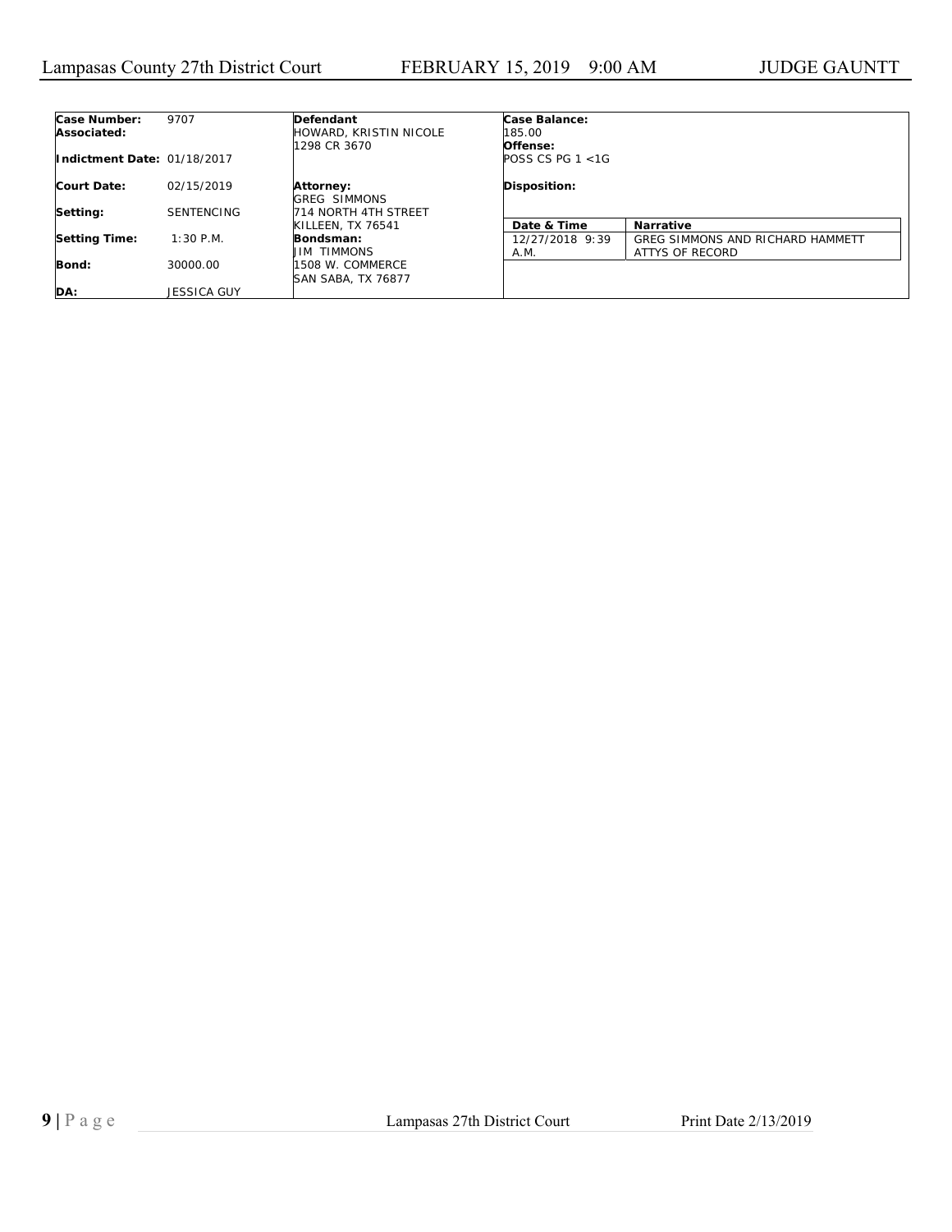| | | | | | |
|---|---|---|---|---|---|
| **Case Number:** | 9707 | **Defendant** | **Case Balance:** | | |
| **Associated:** | | HOWARD, KRISTIN NICOLE<br>1298 CR 3670 | 185.00<br>**Offense:**<br>POSS CS PG 1 <1G | | |
| **Indictment Date:** | 01/18/2017 | | | | |
| **Court Date:** | 02/15/2019 | **Attorney:**<br>GREG SIMMONS | **Disposition:** | | |
| **Setting:** | SENTENCING | 714 NORTH 4TH STREET<br>KILLEEN, TX 76541 | **Date & Time** | **Narrative** | |
| **Setting Time:** | 1:30 P.M. | **Bondsman:**<br>JIM TIMMONS | 12/27/2018 9:39 A.M. | GREG SIMMONS AND RICHARD HAMMETT ATTYS OF RECORD | |
| **Bond:** | 30000.00 | 1508 W. COMMERCE<br>SAN SABA, TX 76877 | | | |
| **DA:** | JESSICA GUY | | | | |